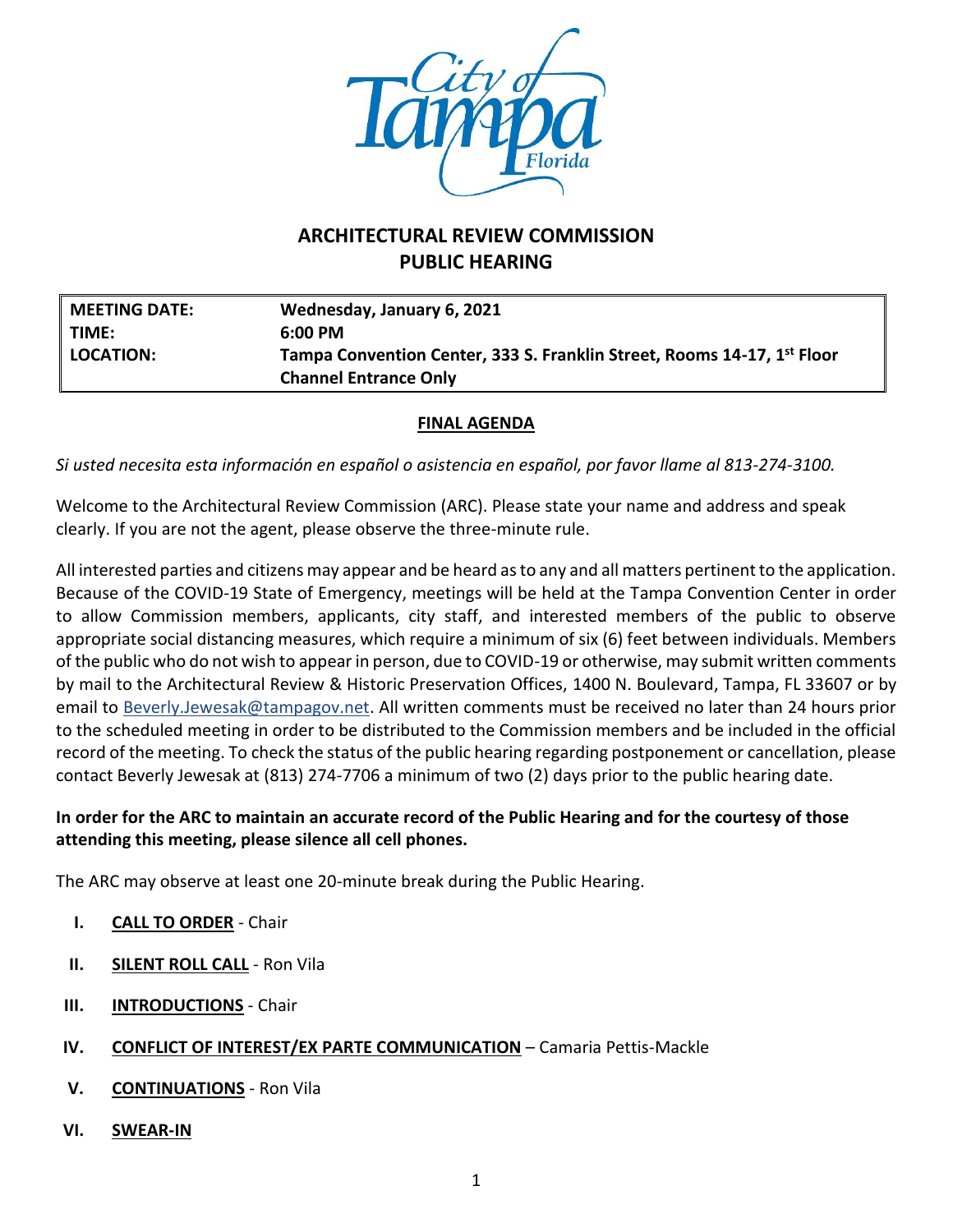# ARCHITECTURAL REVIEW COMMISSION
## PUBLIC HEARING

| MEETING DATE: | Wednesday, January 6, 2021 |
|---|---|
| TIME: | 6:00 PM |
| LOCATION: | Tampa Convention Center, 333 S. Franklin Street, Rooms 14-17, 1st Floor Channel Entrance Only |

**FINAL AGENDA**

*Si usted necesita esta información en español o asistencia en español, por favor llame al 813-274-3100.*

Welcome to the Architectural Review Commission (ARC). Please state your name and address and speak clearly. If you are not the agent, please observe the three-minute rule.

All interested parties and citizens may appear and be heard as to any and all matters pertinent to the application. Because of the COVID-19 State of Emergency, meetings will be held at the Tampa Convention Center in order to allow Commission members, applicants, city staff, and interested members of the public to observe appropriate social distancing measures, which require a minimum of six (6) feet between individuals. Members of the public who do not wish to appear in person, due to COVID-19 or otherwise, may submit written comments by mail to the Architectural Review & Historic Preservation Offices, 1400 N. Boulevard, Tampa, FL 33607 or by email to Beverly.Jewesak@tampagov.net. All written comments must be received no later than 24 hours prior to the scheduled meeting in order to be distributed to the Commission members and be included in the official record of the meeting. To check the status of the public hearing regarding postponement or cancellation, please contact Beverly Jewesak at (813) 274-7706 a minimum of two (2) days prior to the public hearing date.

**In order for the ARC to maintain an accurate record of the Public Hearing and for the courtesy of those attending this meeting, please silence all cell phones.**

The ARC may observe at least one 20-minute break during the Public Hearing.

- **I. CALL TO ORDER** - Chair
- **II. SILENT ROLL CALL** - Ron Vila
- **III. INTRODUCTIONS** - Chair
- **IV. CONFLICT OF INTEREST/EX PARTE COMMUNICATION** – Camaria Pettis-Mackle
- **V. CONTINUATIONS** - Ron Vila
- **VI. SWEAR-IN**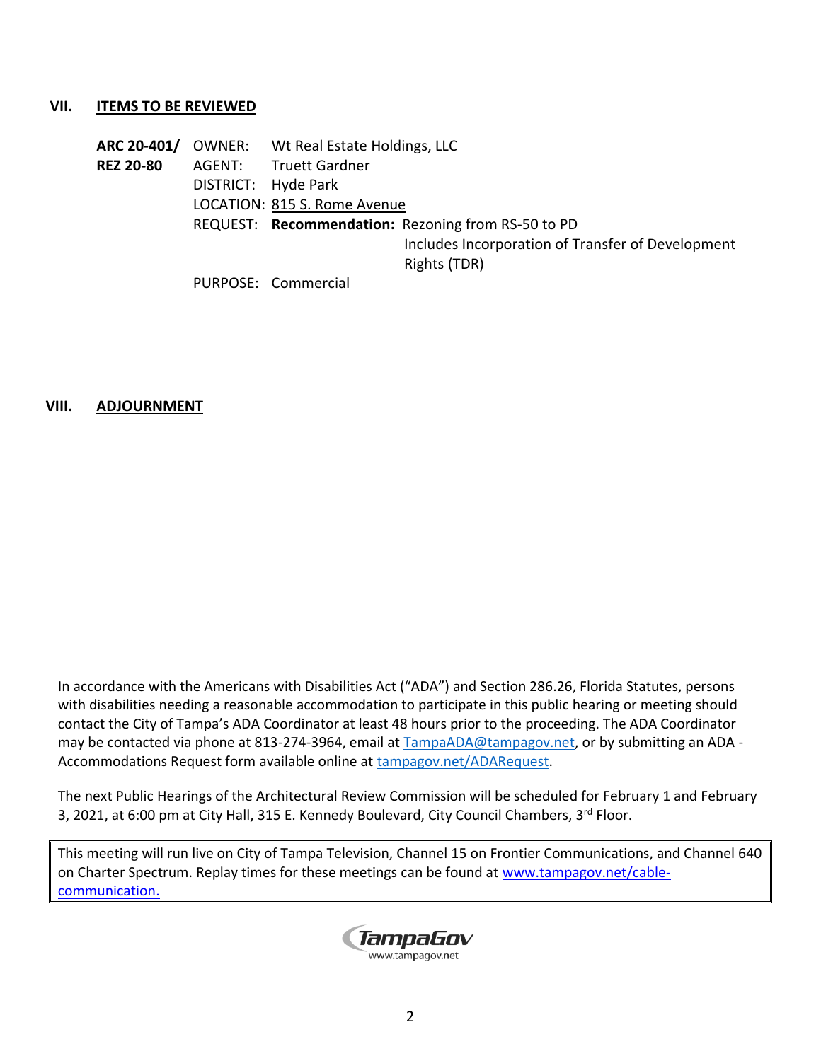## VII. ITEMS TO BE REVIEWED

**ARC 20-401/ REZ 20-80**

OWNER: Wt Real Estate Holdings, LLC
AGENT: Truett Gardner
DISTRICT: Hyde Park
LOCATION: 815 S. Rome Avenue
REQUEST: **Recommendation:** Rezoning from RS-50 to PD
Includes Incorporation of Transfer of Development Rights (TDR)
PURPOSE: Commercial

## VIII. ADJOURNMENT

In accordance with the Americans with Disabilities Act ("ADA") and Section 286.26, Florida Statutes, persons with disabilities needing a reasonable accommodation to participate in this public hearing or meeting should contact the City of Tampa's ADA Coordinator at least 48 hours prior to the proceeding. The ADA Coordinator may be contacted via phone at 813-274-3964, email at TampaADA@tampagov.net, or by submitting an ADA - Accommodations Request form available online at tampagov.net/ADARequest.

The next Public Hearings of the Architectural Review Commission will be scheduled for February 1 and February 3, 2021, at 6:00 pm at City Hall, 315 E. Kennedy Boulevard, City Council Chambers, 3rd Floor.

This meeting will run live on City of Tampa Television, Channel 15 on Frontier Communications, and Channel 640 on Charter Spectrum. Replay times for these meetings can be found at www.tampagov.net/cable-communication.

TampaGov
www.tampagov.net